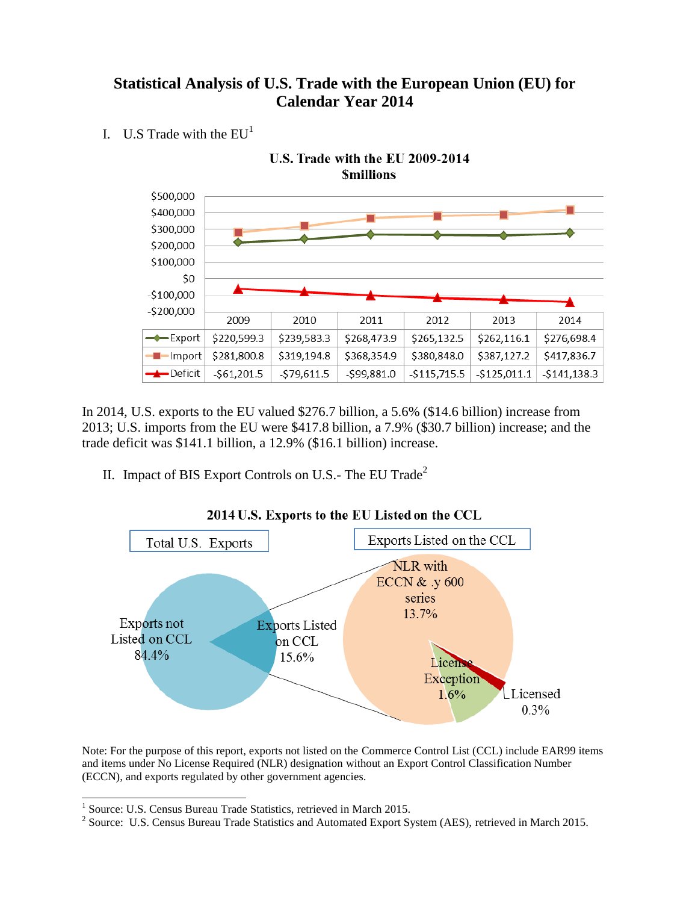# Statistical Analysis of U.S. Trade with the European Union (EU) for Calendar Year 2014

## I. U.S Trade with the EU[1]

**U.S. Trade with the EU 2009-2014**
**$millions**

| | 2009 | 2010 | 2011 | 2012 | 2013 | 2014 |
|---|---|---|---|---|---|---|
| Export | $220,599.3 | $239,583.3 | $268,473.9 | $265,132.5 | $262,116.1 | $276,698.4 |
| Import | $281,800.8 | $319,194.8 | $368,354.9 | $380,848.0 | $387,127.2 | $417,836.7 |
| Deficit | -$61,201.5 | -$79,611.5 | -$99,881.0 | -$115,715.5 | -$125,011.1 | -$141,138.3 |

In 2014, U.S. exports to the EU valued $276.7 billion, a 5.6% ($14.6 billion) increase from 2013; U.S. imports from the EU were $417.8 billion, a 7.9% ($30.7 billion) increase; and the trade deficit was $141.1 billion, a 12.9% ($16.1 billion) increase.

## II. Impact of BIS Export Controls on U.S.- The EU Trade[2]

**2014 U.S. Exports to the EU Listed on the CCL**

Total U.S. Exports: Exports not Listed on CCL 84.4%; Exports Listed on CCL 15.6%

Exports Listed on the CCL: NLR with ECCN & .y 600 series 13.7%; License Exception 1.6%; Licensed 0.3%

Note: For the purpose of this report, exports not listed on the Commerce Control List (CCL) include EAR99 items and items under No License Required (NLR) designation without an Export Control Classification Number (ECCN), and exports regulated by other government agencies.

---

[1] Source: U.S. Census Bureau Trade Statistics, retrieved in March 2015.

[2] Source: U.S. Census Bureau Trade Statistics and Automated Export System (AES), retrieved in March 2015.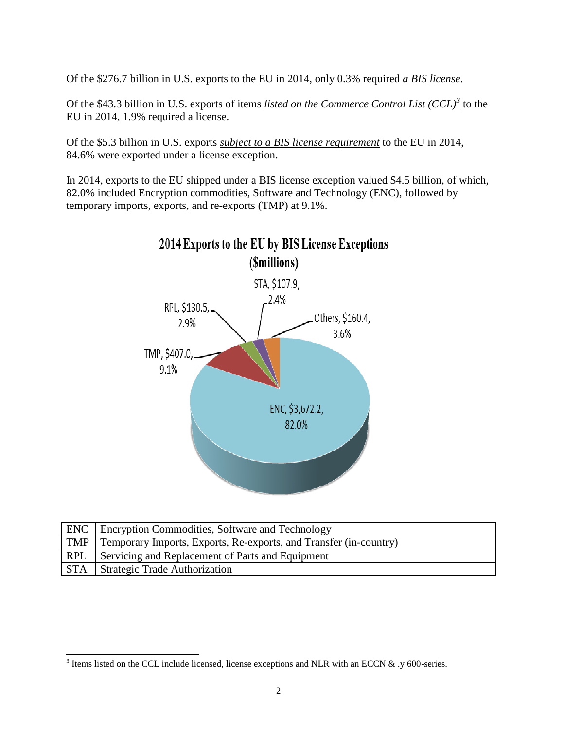Of the \$276.7 billion in U.S. exports to the EU in 2014, only 0.3% required *a BIS license*.

Of the \$43.3 billion in U.S. exports of items *listed on the Commerce Control List (CCL)*[3] to the EU in 2014, 1.9% required a license.

Of the \$5.3 billion in U.S. exports *subject to a BIS license requirement* to the EU in 2014, 84.6% were exported under a license exception.

In 2014, exports to the EU shipped under a BIS license exception valued \$4.5 billion, of which, 82.0% included Encryption commodities, Software and Technology (ENC), followed by temporary imports, exports, and re-exports (TMP) at 9.1%.

**2014 Exports to the EU by BIS License Exceptions (\$millions)**

| License Exception | Value (\$millions) | Share |
|---|---|---|
| ENC | \$3,672.2 | 82.0% |
| TMP | \$407.0 | 9.1% |
| RPL | \$130.5 | 2.9% |
| STA | \$107.9 | 2.4% |
| Others | \$160.4 | 3.6% |

| | |
|---|---|
| ENC | Encryption Commodities, Software and Technology |
| TMP | Temporary Imports, Exports, Re-exports, and Transfer (in-country) |
| RPL | Servicing and Replacement of Parts and Equipment |
| STA | Strategic Trade Authorization |

[3] Items listed on the CCL include licensed, license exceptions and NLR with an ECCN & .y 600-series.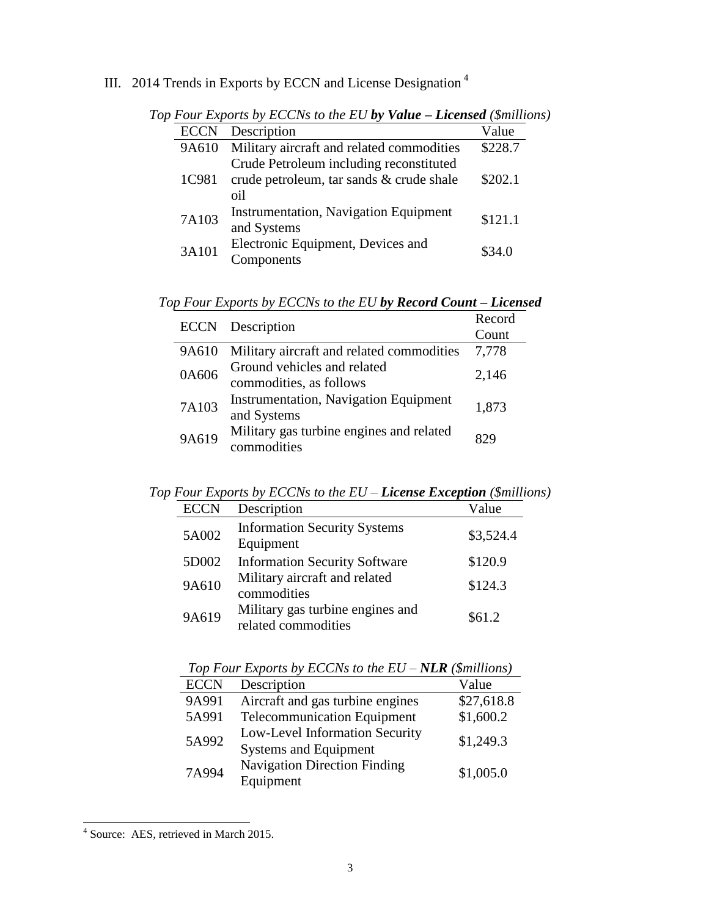## III. 2014 Trends in Exports by ECCN and License Designation [4]

*Top Four Exports by ECCNs to the EU* ***by Value – Licensed*** *($millions)*

| ECCN | Description | Value |
|---|---|---|
| 9A610 | Military aircraft and related commodities | $228.7 |
| 1C981 | Crude Petroleum including reconstituted crude petroleum, tar sands & crude shale oil | $202.1 |
| 7A103 | Instrumentation, Navigation Equipment and Systems | $121.1 |
| 3A101 | Electronic Equipment, Devices and Components | $34.0 |

*Top Four Exports by ECCNs to the EU* ***by Record Count – Licensed***

| ECCN | Description | Record Count |
|---|---|---|
| 9A610 | Military aircraft and related commodities | 7,778 |
| 0A606 | Ground vehicles and related commodities, as follows | 2,146 |
| 7A103 | Instrumentation, Navigation Equipment and Systems | 1,873 |
| 9A619 | Military gas turbine engines and related commodities | 829 |

*Top Four Exports by ECCNs to the EU –* ***License Exception*** *($millions)*

| ECCN | Description | Value |
|---|---|---|
| 5A002 | Information Security Systems Equipment | $3,524.4 |
| 5D002 | Information Security Software | $120.9 |
| 9A610 | Military aircraft and related commodities | $124.3 |
| 9A619 | Military gas turbine engines and related commodities | $61.2 |

*Top Four Exports by ECCNs to the EU –* ***NLR*** *($millions)*

| ECCN | Description | Value |
|---|---|---|
| 9A991 | Aircraft and gas turbine engines | $27,618.8 |
| 5A991 | Telecommunication Equipment | $1,600.2 |
| 5A992 | Low-Level Information Security Systems and Equipment | $1,249.3 |
| 7A994 | Navigation Direction Finding Equipment | $1,005.0 |

[4] Source: AES, retrieved in March 2015.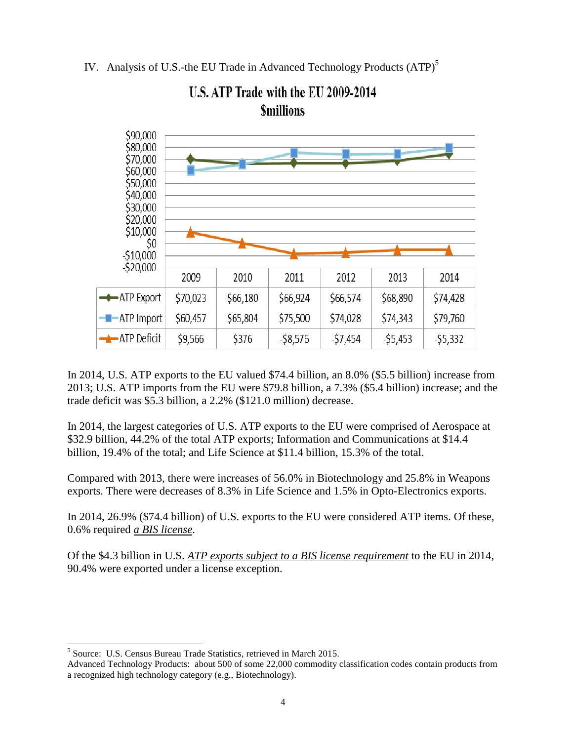## IV. Analysis of U.S.-the EU Trade in Advanced Technology Products (ATP)[5]

**U.S. ATP Trade with the EU 2009-2014**
**$millions**

| | 2009 | 2010 | 2011 | 2012 | 2013 | 2014 |
|---|---|---|---|---|---|---|
| ATP Export | $70,023 | $66,180 | $66,924 | $66,574 | $68,890 | $74,428 |
| ATP Import | $60,457 | $65,804 | $75,500 | $74,028 | $74,343 | $79,760 |
| ATP Deficit | $9,566 | $376 | -$8,576 | -$7,454 | -$5,453 | -$5,332 |

In 2014, U.S. ATP exports to the EU valued $74.4 billion, an 8.0% ($5.5 billion) increase from 2013; U.S. ATP imports from the EU were $79.8 billion, a 7.3% ($5.4 billion) increase; and the trade deficit was $5.3 billion, a 2.2% ($121.0 million) decrease.

In 2014, the largest categories of U.S. ATP exports to the EU were comprised of Aerospace at $32.9 billion, 44.2% of the total ATP exports; Information and Communications at $14.4 billion, 19.4% of the total; and Life Science at $11.4 billion, 15.3% of the total.

Compared with 2013, there were increases of 56.0% in Biotechnology and 25.8% in Weapons exports. There were decreases of 8.3% in Life Science and 1.5% in Opto-Electronics exports.

In 2014, 26.9% ($74.4 billion) of U.S. exports to the EU were considered ATP items. Of these, 0.6% required *a BIS license*.

Of the $4.3 billion in U.S. *ATP exports subject to a BIS license requirement* to the EU in 2014, 90.4% were exported under a license exception.

---

[5] Source: U.S. Census Bureau Trade Statistics, retrieved in March 2015.
Advanced Technology Products: about 500 of some 22,000 commodity classification codes contain products from a recognized high technology category (e.g., Biotechnology).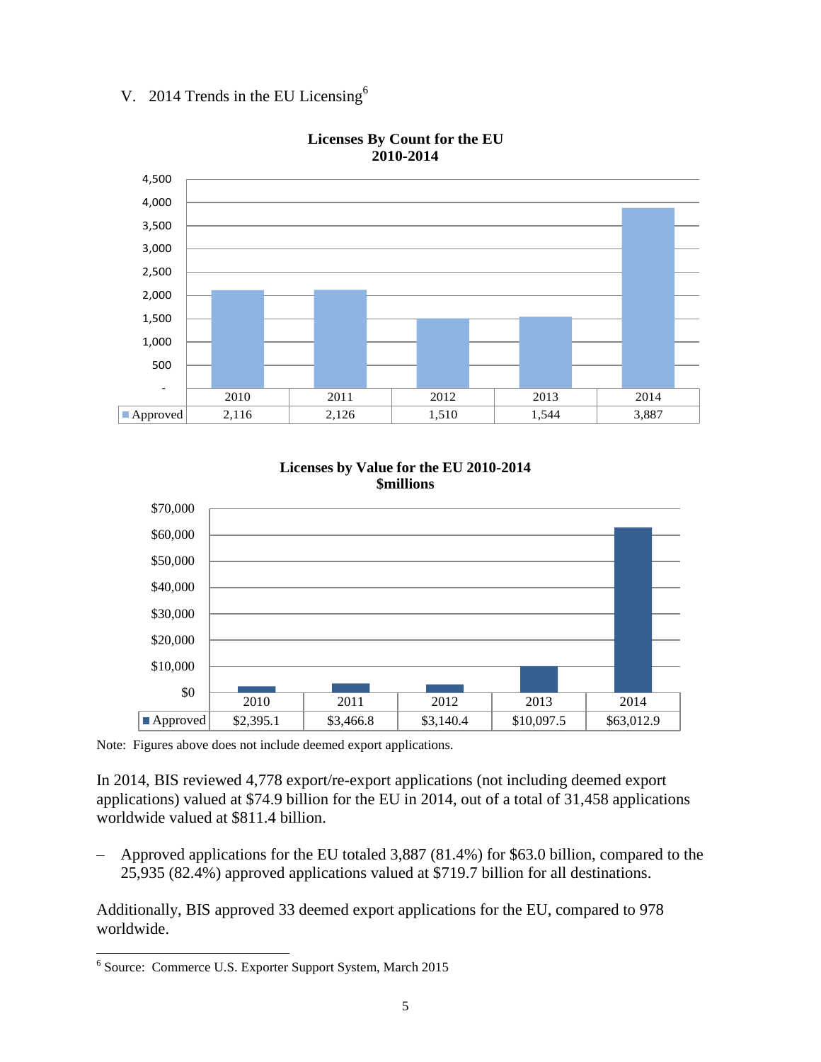## V. 2014 Trends in the EU Licensing[6]

**Licenses By Count for the EU**
**2010-2014**

4,500
4,000
3,500
3,000
2,500
2,000
1,500
1,000
500
-

2010 2011 2012 2013 2014

Approved 2,116 2,126 1,510 1,544 3,887

**Licenses by Value for the EU 2010-2014**
**$millions**

$70,000
$60,000
$50,000
$40,000
$30,000
$20,000
$10,000
$0

2010 2011 2012 2013 2014

Approved $2,395.1 $3,466.8 $3,140.4 $10,097.5 $63,012.9

Note: Figures above does not include deemed export applications.

In 2014, BIS reviewed 4,778 export/re-export applications (not including deemed export applications) valued at $74.9 billion for the EU in 2014, out of a total of 31,458 applications worldwide valued at $811.4 billion.

– Approved applications for the EU totaled 3,887 (81.4%) for $63.0 billion, compared to the 25,935 (82.4%) approved applications valued at $719.7 billion for all destinations.

Additionally, BIS approved 33 deemed export applications for the EU, compared to 978 worldwide.

---

[6] Source: Commerce U.S. Exporter Support System, March 2015